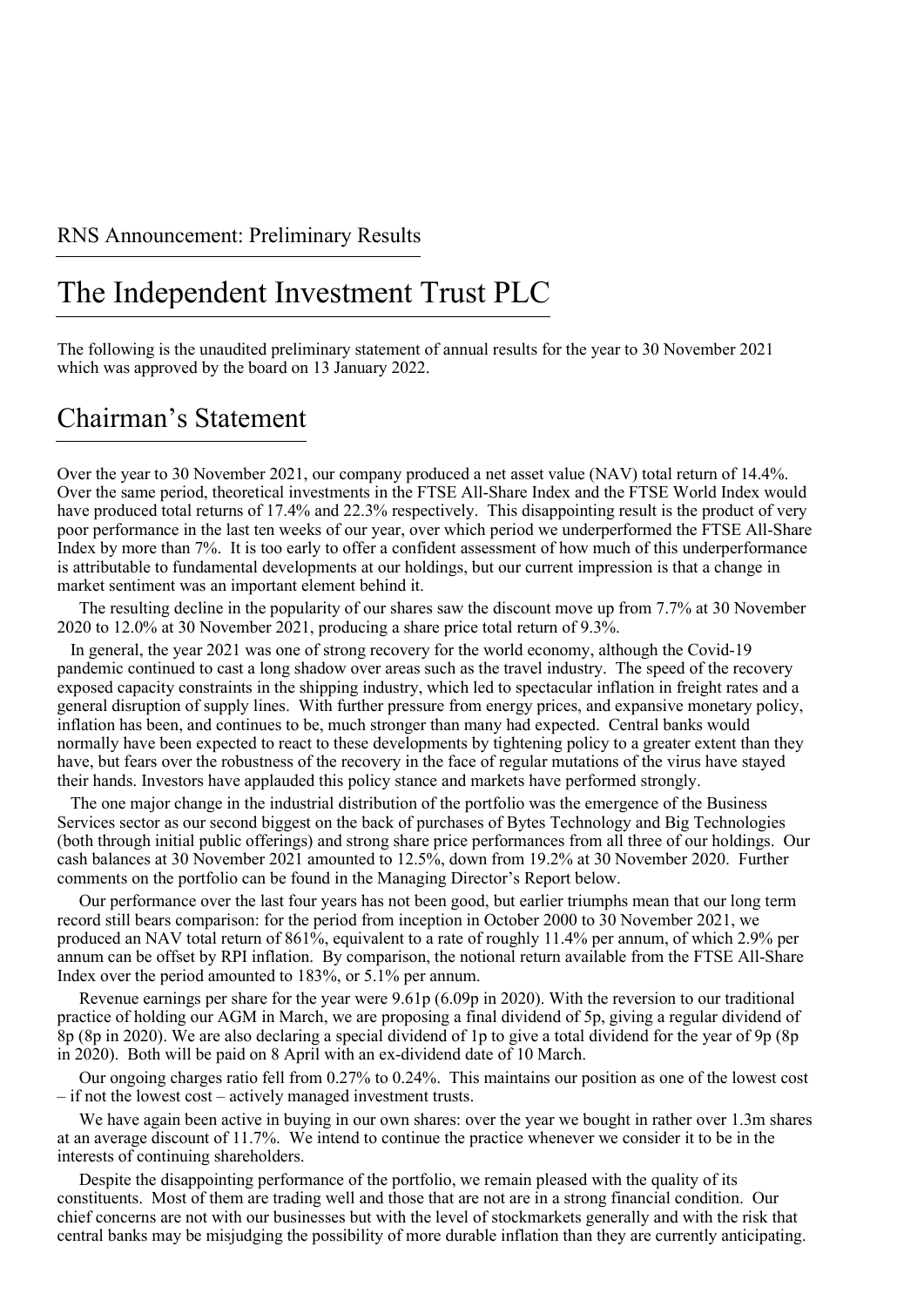RNS Announcement: Preliminary Results

# The Independent Investment Trust PLC

The following is the unaudited preliminary statement of annual results for the year to 30 November 2021 which was approved by the board on 13 January 2022.

## Chairman's Statement

Over the year to 30 November 2021, our company produced a net asset value (NAV) total return of 14.4%. Over the same period, theoretical investments in the FTSE All-Share Index and the FTSE World Index would have produced total returns of 17.4% and 22.3% respectively. This disappointing result is the product of very poor performance in the last ten weeks of our year, over which period we underperformed the FTSE All-Share Index by more than 7%. It is too early to offer a confident assessment of how much of this underperformance is attributable to fundamental developments at our holdings, but our current impression is that a change in market sentiment was an important element behind it.

The resulting decline in the popularity of our shares saw the discount move up from 7.7% at 30 November 2020 to 12.0% at 30 November 2021, producing a share price total return of 9.3%.

In general, the year 2021 was one of strong recovery for the world economy, although the Covid-19 pandemic continued to cast a long shadow over areas such as the travel industry. The speed of the recovery exposed capacity constraints in the shipping industry, which led to spectacular inflation in freight rates and a general disruption of supply lines. With further pressure from energy prices, and expansive monetary policy, inflation has been, and continues to be, much stronger than many had expected. Central banks would normally have been expected to react to these developments by tightening policy to a greater extent than they have, but fears over the robustness of the recovery in the face of regular mutations of the virus have stayed their hands. Investors have applauded this policy stance and markets have performed strongly.

The one major change in the industrial distribution of the portfolio was the emergence of the Business Services sector as our second biggest on the back of purchases of Bytes Technology and Big Technologies (both through initial public offerings) and strong share price performances from all three of our holdings. Our cash balances at 30 November 2021 amounted to 12.5%, down from 19.2% at 30 November 2020. Further comments on the portfolio can be found in the Managing Director's Report below.

Our performance over the last four years has not been good, but earlier triumphs mean that our long term record still bears comparison: for the period from inception in October 2000 to 30 November 2021, we produced an NAV total return of 861%, equivalent to a rate of roughly 11.4% per annum, of which 2.9% per annum can be offset by RPI inflation. By comparison, the notional return available from the FTSE All-Share Index over the period amounted to 183%, or 5.1% per annum.

Revenue earnings per share for the year were 9.61p (6.09p in 2020). With the reversion to our traditional practice of holding our AGM in March, we are proposing a final dividend of 5p, giving a regular dividend of 8p (8p in 2020). We are also declaring a special dividend of 1p to give a total dividend for the year of 9p (8p in 2020). Both will be paid on 8 April with an ex-dividend date of 10 March.

Our ongoing charges ratio fell from 0.27% to 0.24%. This maintains our position as one of the lowest cost – if not the lowest cost – actively managed investment trusts.

We have again been active in buying in our own shares: over the year we bought in rather over 1.3m shares at an average discount of 11.7%. We intend to continue the practice whenever we consider it to be in the interests of continuing shareholders.

Despite the disappointing performance of the portfolio, we remain pleased with the quality of its constituents. Most of them are trading well and those that are not are in a strong financial condition. Our chief concerns are not with our businesses but with the level of stockmarkets generally and with the risk that central banks may be misjudging the possibility of more durable inflation than they are currently anticipating.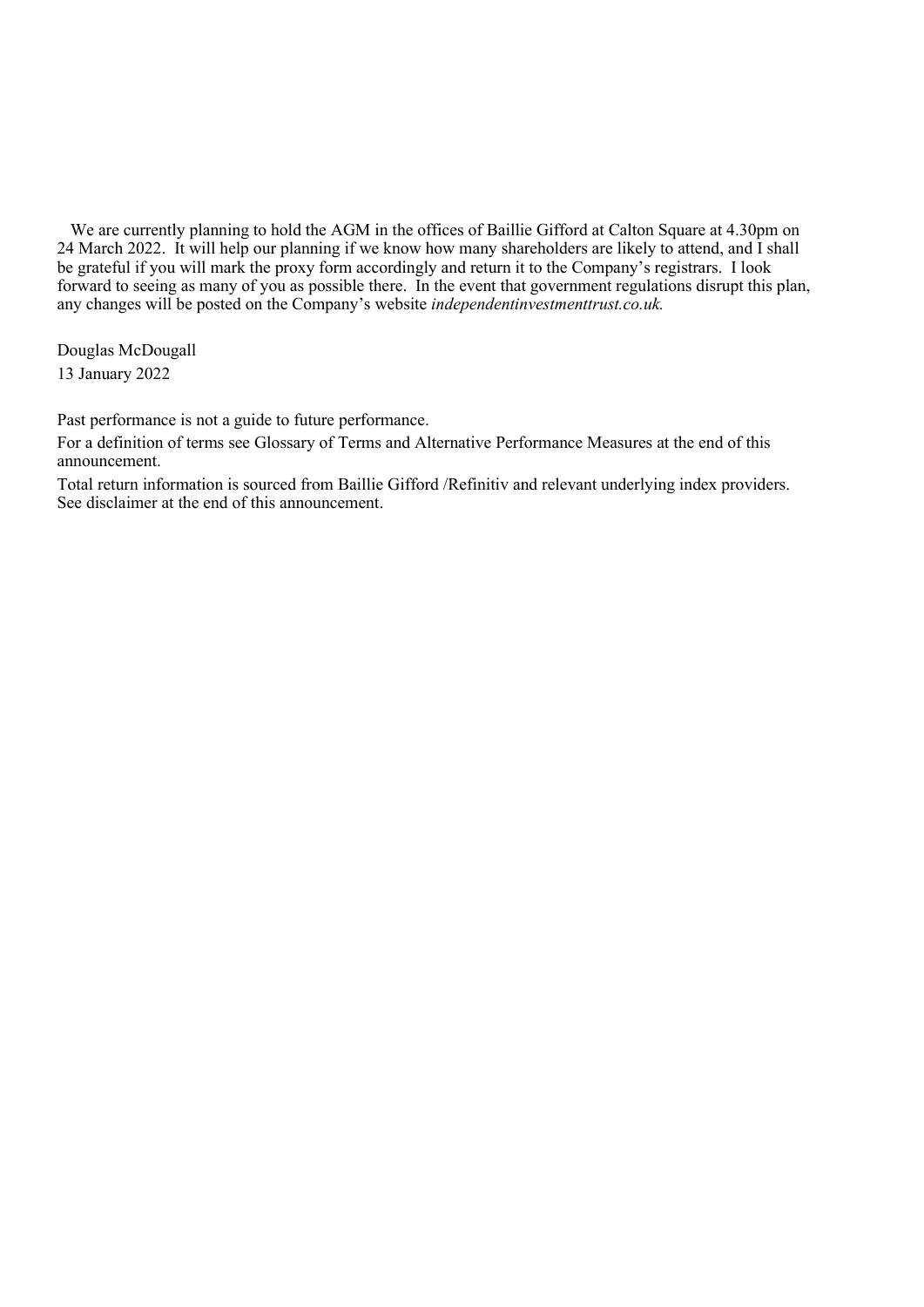We are currently planning to hold the AGM in the offices of Baillie Gifford at Calton Square at 4.30pm on 24 March 2022. It will help our planning if we know how many shareholders are likely to attend, and I shall be grateful if you will mark the proxy form accordingly and return it to the Company's registrars. I look forward to seeing as many of you as possible there. In the event that government regulations disrupt this plan, any changes will be posted on the Company's website *independentinvestmenttrust.co.uk.*

Douglas McDougall

13 January 2022

Past performance is not a guide to future performance.

For a definition of terms see Glossary of Terms and Alternative Performance Measures at the end of this announcement.

Total return information is sourced from Baillie Gifford /Refinitiv and relevant underlying index providers. See disclaimer at the end of this announcement.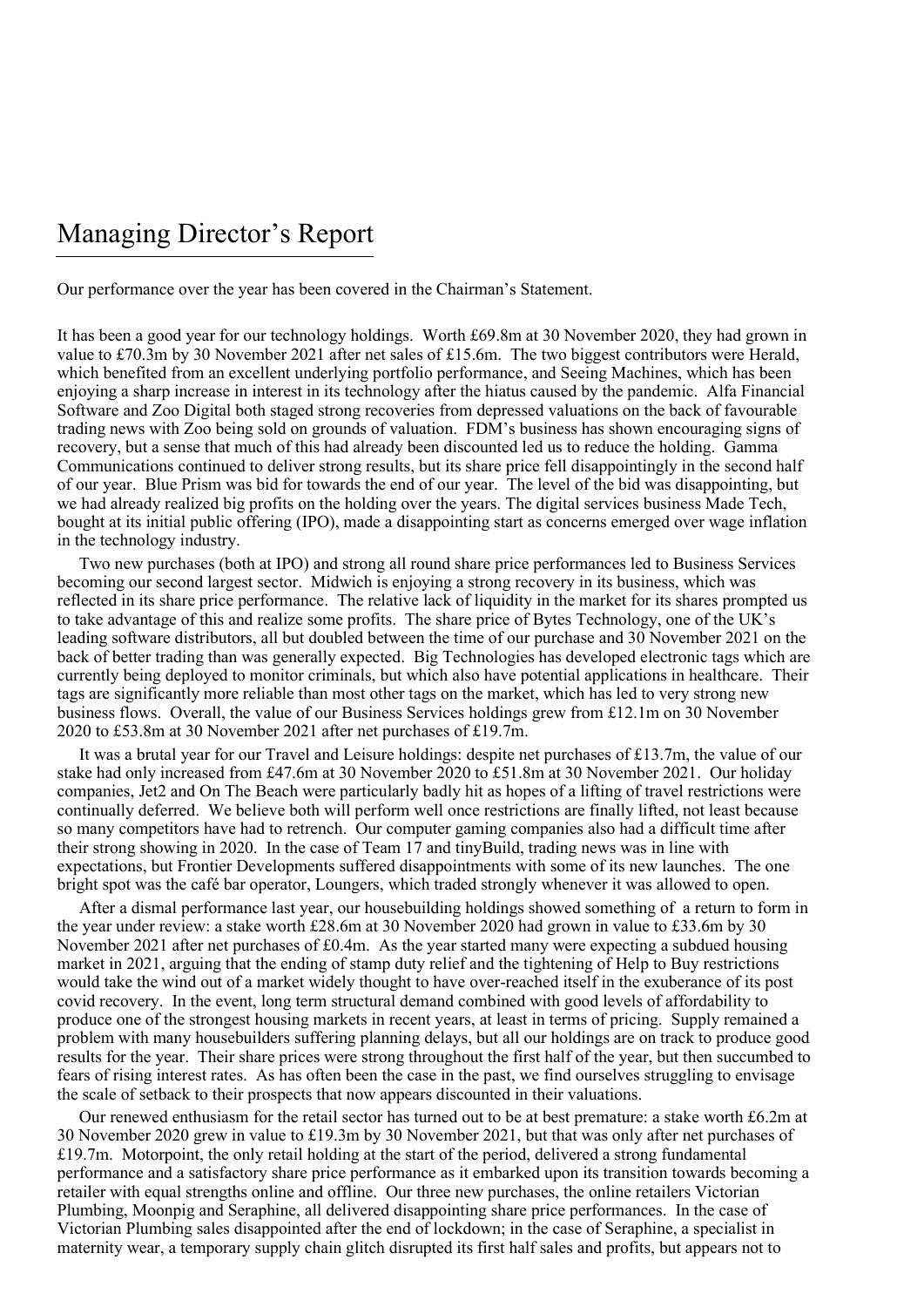# Managing Director's Report

Our performance over the year has been covered in the Chairman's Statement.

It has been a good year for our technology holdings. Worth £69.8m at 30 November 2020, they had grown in value to £70.3m by 30 November 2021 after net sales of £15.6m. The two biggest contributors were Herald, which benefited from an excellent underlying portfolio performance, and Seeing Machines, which has been enjoying a sharp increase in interest in its technology after the hiatus caused by the pandemic. Alfa Financial Software and Zoo Digital both staged strong recoveries from depressed valuations on the back of favourable trading news with Zoo being sold on grounds of valuation. FDM's business has shown encouraging signs of recovery, but a sense that much of this had already been discounted led us to reduce the holding. Gamma Communications continued to deliver strong results, but its share price fell disappointingly in the second half of our year. Blue Prism was bid for towards the end of our year. The level of the bid was disappointing, but we had already realized big profits on the holding over the years. The digital services business Made Tech, bought at its initial public offering (IPO), made a disappointing start as concerns emerged over wage inflation in the technology industry.

Two new purchases (both at IPO) and strong all round share price performances led to Business Services becoming our second largest sector. Midwich is enjoying a strong recovery in its business, which was reflected in its share price performance. The relative lack of liquidity in the market for its shares prompted us to take advantage of this and realize some profits. The share price of Bytes Technology, one of the UK's leading software distributors, all but doubled between the time of our purchase and 30 November 2021 on the back of better trading than was generally expected. Big Technologies has developed electronic tags which are currently being deployed to monitor criminals, but which also have potential applications in healthcare. Their tags are significantly more reliable than most other tags on the market, which has led to very strong new business flows. Overall, the value of our Business Services holdings grew from £12.1m on 30 November 2020 to £53.8m at 30 November 2021 after net purchases of £19.7m.

It was a brutal year for our Travel and Leisure holdings: despite net purchases of £13.7m, the value of our stake had only increased from £47.6m at 30 November 2020 to £51.8m at 30 November 2021. Our holiday companies, Jet2 and On The Beach were particularly badly hit as hopes of a lifting of travel restrictions were continually deferred. We believe both will perform well once restrictions are finally lifted, not least because so many competitors have had to retrench. Our computer gaming companies also had a difficult time after their strong showing in 2020. In the case of Team 17 and tinyBuild, trading news was in line with expectations, but Frontier Developments suffered disappointments with some of its new launches. The one bright spot was the café bar operator, Loungers, which traded strongly whenever it was allowed to open.

After a dismal performance last year, our housebuilding holdings showed something of a return to form in the year under review: a stake worth £28.6m at 30 November 2020 had grown in value to £33.6m by 30 November 2021 after net purchases of £0.4m. As the year started many were expecting a subdued housing market in 2021, arguing that the ending of stamp duty relief and the tightening of Help to Buy restrictions would take the wind out of a market widely thought to have over-reached itself in the exuberance of its post covid recovery. In the event, long term structural demand combined with good levels of affordability to produce one of the strongest housing markets in recent years, at least in terms of pricing. Supply remained a problem with many housebuilders suffering planning delays, but all our holdings are on track to produce good results for the year. Their share prices were strong throughout the first half of the year, but then succumbed to fears of rising interest rates. As has often been the case in the past, we find ourselves struggling to envisage the scale of setback to their prospects that now appears discounted in their valuations.

Our renewed enthusiasm for the retail sector has turned out to be at best premature: a stake worth £6.2m at 30 November 2020 grew in value to £19.3m by 30 November 2021, but that was only after net purchases of £19.7m. Motorpoint, the only retail holding at the start of the period, delivered a strong fundamental performance and a satisfactory share price performance as it embarked upon its transition towards becoming a retailer with equal strengths online and offline. Our three new purchases, the online retailers Victorian Plumbing, Moonpig and Seraphine, all delivered disappointing share price performances. In the case of Victorian Plumbing sales disappointed after the end of lockdown; in the case of Seraphine, a specialist in maternity wear, a temporary supply chain glitch disrupted its first half sales and profits, but appears not to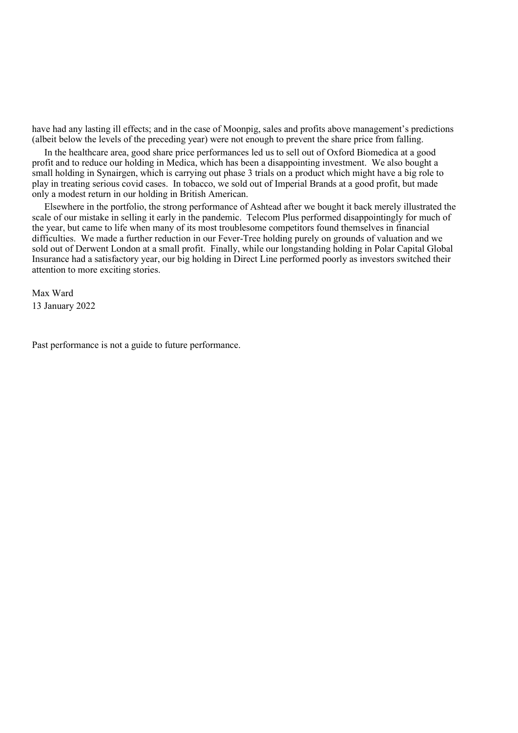have had any lasting ill effects; and in the case of Moonpig, sales and profits above management's predictions (albeit below the levels of the preceding year) were not enough to prevent the share price from falling.

In the healthcare area, good share price performances led us to sell out of Oxford Biomedica at a good profit and to reduce our holding in Medica, which has been a disappointing investment. We also bought a small holding in Synairgen, which is carrying out phase 3 trials on a product which might have a big role to play in treating serious covid cases. In tobacco, we sold out of Imperial Brands at a good profit, but made only a modest return in our holding in British American.

Elsewhere in the portfolio, the strong performance of Ashtead after we bought it back merely illustrated the scale of our mistake in selling it early in the pandemic. Telecom Plus performed disappointingly for much of the year, but came to life when many of its most troublesome competitors found themselves in financial difficulties. We made a further reduction in our Fever-Tree holding purely on grounds of valuation and we sold out of Derwent London at a small profit. Finally, while our longstanding holding in Polar Capital Global Insurance had a satisfactory year, our big holding in Direct Line performed poorly as investors switched their attention to more exciting stories.

Max Ward
13 January 2022

Past performance is not a guide to future performance.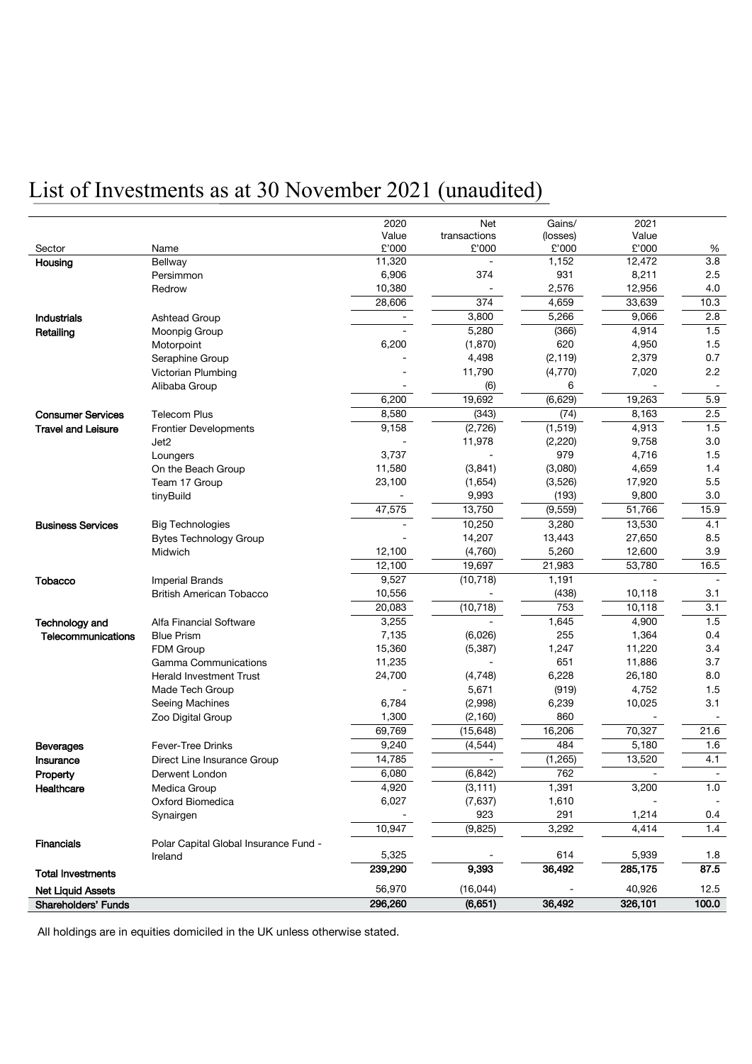# List of Investments as at 30 November 2021 (unaudited)

| Sector | Name | 2020 Value £'000 | Net transactions £'000 | Gains/ (losses) £'000 | 2021 Value £'000 | % |
|---|---|---|---|---|---|---|
| **Housing** | Bellway | 11,320 | - | 1,152 | 12,472 | 3.8 |
| | Persimmon | 6,906 | 374 | 931 | 8,211 | 2.5 |
| | Redrow | 10,380 | - | 2,576 | 12,956 | 4.0 |
| | | 28,606 | 374 | 4,659 | 33,639 | 10.3 |
| **Industrials** | Ashtead Group | - | 3,800 | 5,266 | 9,066 | 2.8 |
| **Retailing** | Moonpig Group | - | 5,280 | (366) | 4,914 | 1.5 |
| | Motorpoint | 6,200 | (1,870) | 620 | 4,950 | 1.5 |
| | Seraphine Group | - | 4,498 | (2,119) | 2,379 | 0.7 |
| | Victorian Plumbing | - | 11,790 | (4,770) | 7,020 | 2.2 |
| | Alibaba Group | - | (6) | 6 | - | - |
| | | 6,200 | 19,692 | (6,629) | 19,263 | 5.9 |
| **Consumer Services** | Telecom Plus | 8,580 | (343) | (74) | 8,163 | 2.5 |
| **Travel and Leisure** | Frontier Developments | 9,158 | (2,726) | (1,519) | 4,913 | 1.5 |
| | Jet2 | - | 11,978 | (2,220) | 9,758 | 3.0 |
| | Loungers | 3,737 | - | 979 | 4,716 | 1.5 |
| | On the Beach Group | 11,580 | (3,841) | (3,080) | 4,659 | 1.4 |
| | Team 17 Group | 23,100 | (1,654) | (3,526) | 17,920 | 5.5 |
| | tinyBuild | - | 9,993 | (193) | 9,800 | 3.0 |
| | | 47,575 | 13,750 | (9,559) | 51,766 | 15.9 |
| **Business Services** | Big Technologies | - | 10,250 | 3,280 | 13,530 | 4.1 |
| | Bytes Technology Group | - | 14,207 | 13,443 | 27,650 | 8.5 |
| | Midwich | 12,100 | (4,760) | 5,260 | 12,600 | 3.9 |
| | | 12,100 | 19,697 | 21,983 | 53,780 | 16.5 |
| **Tobacco** | Imperial Brands | 9,527 | (10,718) | 1,191 | - | - |
| | British American Tobacco | 10,556 | - | (438) | 10,118 | 3.1 |
| | | 20,083 | (10,718) | 753 | 10,118 | 3.1 |
| **Technology and Telecommunications** | Alfa Financial Software | 3,255 | - | 1,645 | 4,900 | 1.5 |
| | Blue Prism | 7,135 | (6,026) | 255 | 1,364 | 0.4 |
| | FDM Group | 15,360 | (5,387) | 1,247 | 11,220 | 3.4 |
| | Gamma Communications | 11,235 | - | 651 | 11,886 | 3.7 |
| | Herald Investment Trust | 24,700 | (4,748) | 6,228 | 26,180 | 8.0 |
| | Made Tech Group | - | 5,671 | (919) | 4,752 | 1.5 |
| | Seeing Machines | 6,784 | (2,998) | 6,239 | 10,025 | 3.1 |
| | Zoo Digital Group | 1,300 | (2,160) | 860 | - | - |
| | | 69,769 | (15,648) | 16,206 | 70,327 | 21.6 |
| **Beverages** | Fever-Tree Drinks | 9,240 | (4,544) | 484 | 5,180 | 1.6 |
| **Insurance** | Direct Line Insurance Group | 14,785 | - | (1,265) | 13,520 | 4.1 |
| **Property** | Derwent London | 6,080 | (6,842) | 762 | - | - |
| **Healthcare** | Medica Group | 4,920 | (3,111) | 1,391 | 3,200 | 1.0 |
| | Oxford Biomedica | 6,027 | (7,637) | 1,610 | - | - |
| | Synairgen | - | 923 | 291 | 1,214 | 0.4 |
| | | 10,947 | (9,825) | 3,292 | 4,414 | 1.4 |
| **Financials** | Polar Capital Global Insurance Fund - Ireland | 5,325 | - | 614 | 5,939 | 1.8 |
| **Total Investments** | | **239,290** | **9,393** | **36,492** | **285,175** | **87.5** |
| **Net Liquid Assets** | | 56,970 | (16,044) | - | 40,926 | 12.5 |
| **Shareholders' Funds** | | **296,260** | **(6,651)** | **36,492** | **326,101** | **100.0** |

All holdings are in equities domiciled in the UK unless otherwise stated.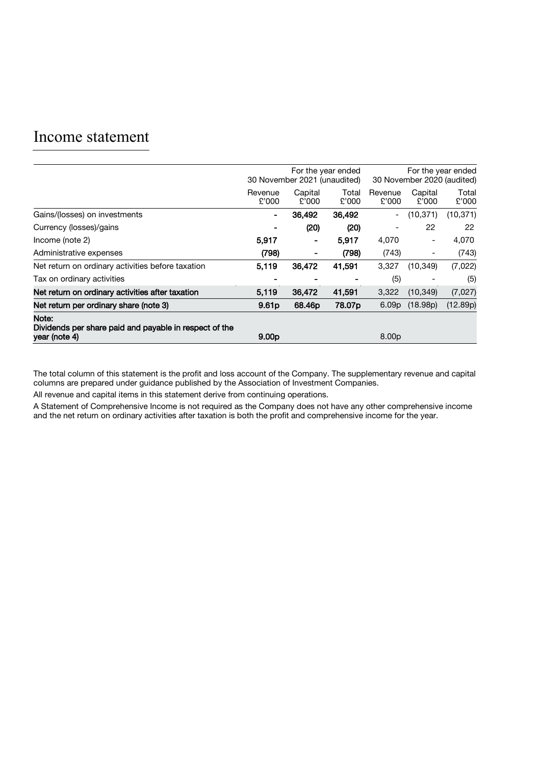# Income statement

| | For the year ended 30 November 2021 (unaudited) | | | For the year ended 30 November 2020 (audited) | | |
|---|---|---|---|---|---|---|
| | Revenue £'000 | Capital £'000 | Total £'000 | Revenue £'000 | Capital £'000 | Total £'000 |
| Gains/(losses) on investments | **-** | **36,492** | **36,492** | - | (10,371) | (10,371) |
| Currency (losses)/gains | **-** | **(20)** | **(20)** | - | 22 | 22 |
| Income (note 2) | **5,917** | **-** | **5,917** | 4,070 | - | 4,070 |
| Administrative expenses | **(798)** | **-** | **(798)** | (743) | - | (743) |
| Net return on ordinary activities before taxation | **5,119** | **36,472** | **41,591** | 3,327 | (10,349) | (7,022) |
| Tax on ordinary activities | **-** | **-** | **-** | (5) | - | (5) |
| **Net return on ordinary activities after taxation** | **5,119** | **36,472** | **41,591** | 3,322 | (10,349) | (7,027) |
| **Net return per ordinary share (note 3)** | **9.61p** | **68.46p** | **78.07p** | 6.09p | (18.98p) | (12.89p) |
| **Note:** **Dividends per share paid and payable in respect of the year (note 4)** | **9.00p** | | | 8.00p | | |

The total column of this statement is the profit and loss account of the Company. The supplementary revenue and capital columns are prepared under guidance published by the Association of Investment Companies.

All revenue and capital items in this statement derive from continuing operations.

A Statement of Comprehensive Income is not required as the Company does not have any other comprehensive income and the net return on ordinary activities after taxation is both the profit and comprehensive income for the year.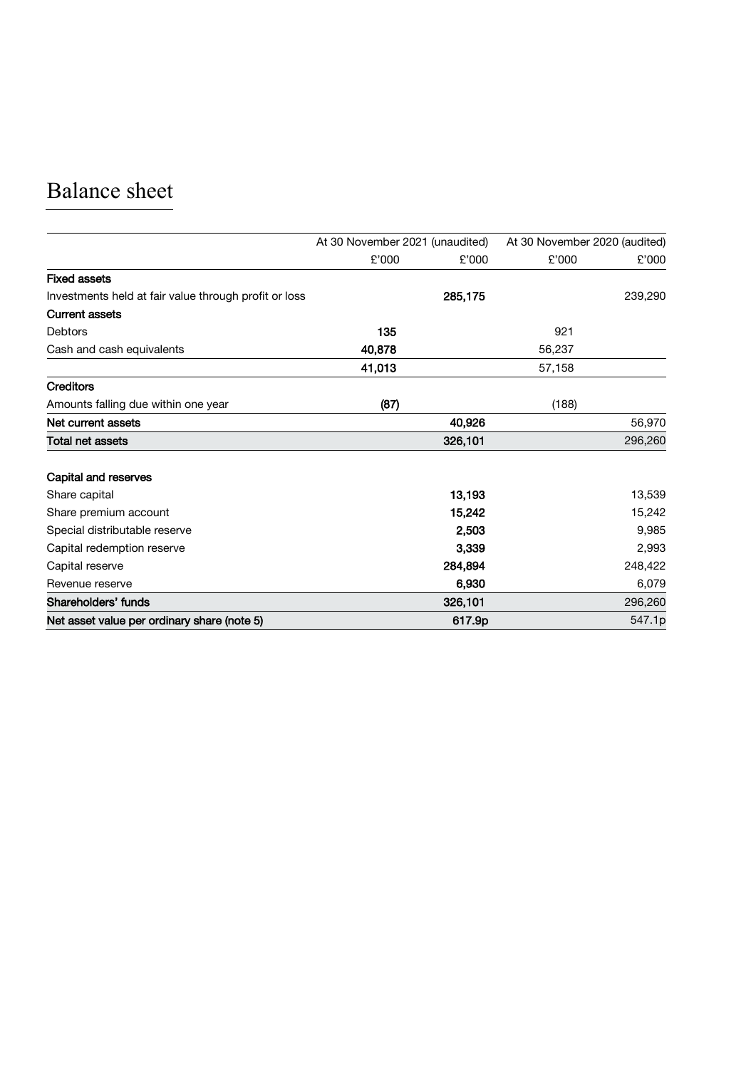# Balance sheet

| | At 30 November 2021 (unaudited) | | At 30 November 2020 (audited) | |
|---|---|---|---|---|
| | £'000 | £'000 | £'000 | £'000 |
| **Fixed assets** | | | | |
| Investments held at fair value through profit or loss | | **285,175** | | 239,290 |
| **Current assets** | | | | |
| Debtors | **135** | | 921 | |
| Cash and cash equivalents | **40,878** | | 56,237 | |
| | **41,013** | | 57,158 | |
| **Creditors** | | | | |
| Amounts falling due within one year | **(87)** | | (188) | |
| **Net current assets** | | **40,926** | | 56,970 |
| **Total net assets** | | **326,101** | | 296,260 |
| | | | | |
| **Capital and reserves** | | | | |
| Share capital | | **13,193** | | 13,539 |
| Share premium account | | **15,242** | | 15,242 |
| Special distributable reserve | | **2,503** | | 9,985 |
| Capital redemption reserve | | **3,339** | | 2,993 |
| Capital reserve | | **284,894** | | 248,422 |
| Revenue reserve | | **6,930** | | 6,079 |
| **Shareholders' funds** | | **326,101** | | 296,260 |
| **Net asset value per ordinary share (note 5)** | | **617.9p** | | 547.1p |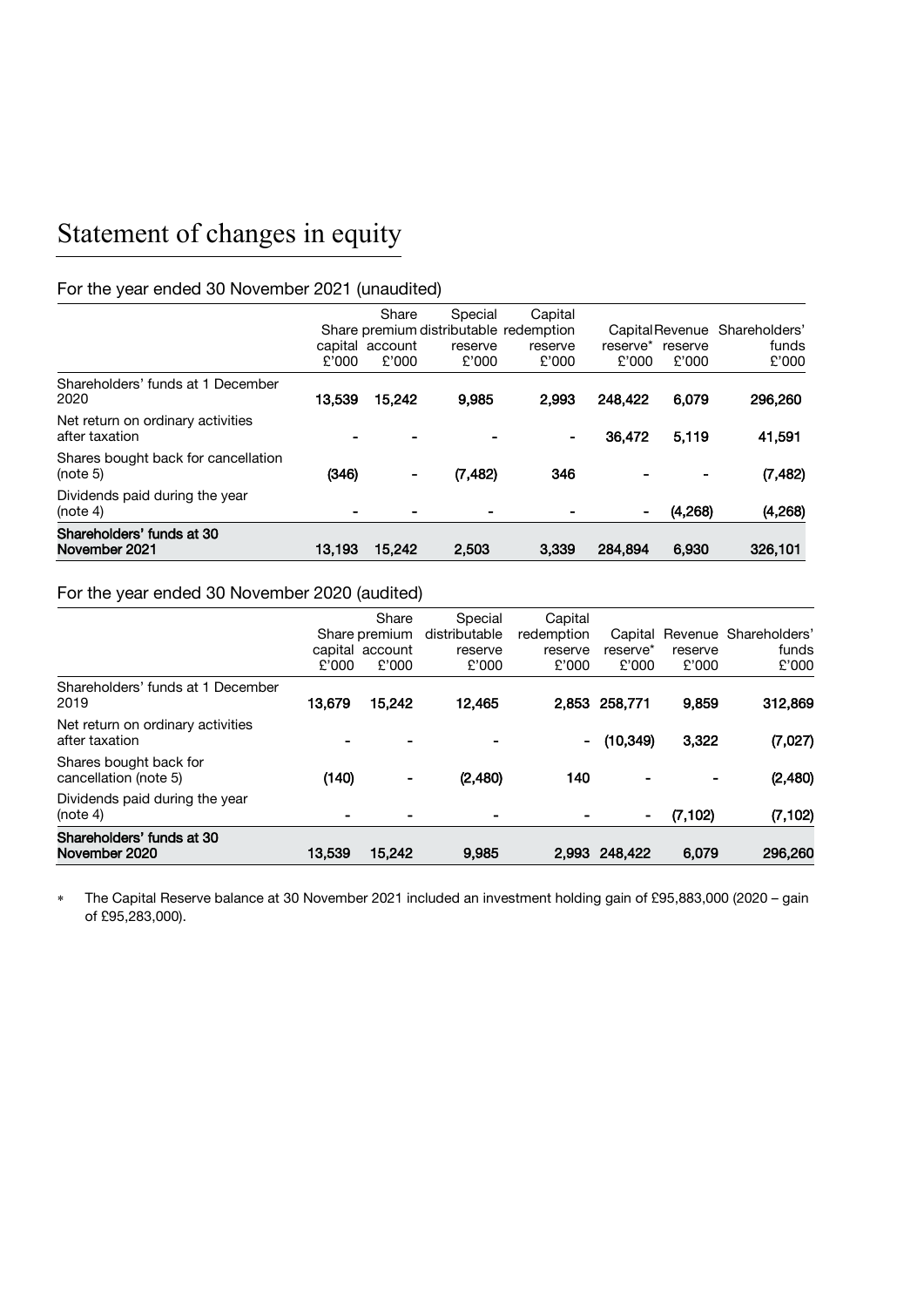# Statement of changes in equity

## For the year ended 30 November 2021 (unaudited)

| | Share capital £'000 | Share premium account £'000 | Special distributable reserve £'000 | Capital redemption reserve £'000 | Capital reserve* £'000 | Revenue reserve £'000 | Shareholders' funds £'000 |
|---|---|---|---|---|---|---|---|
| Shareholders' funds at 1 December 2020 | **13,539** | **15,242** | **9,985** | **2,993** | **248,422** | **6,079** | **296,260** |
| Net return on ordinary activities after taxation | - | - | - | - | **36,472** | **5,119** | **41,591** |
| Shares bought back for cancellation (note 5) | **(346)** | - | **(7,482)** | **346** | - | - | **(7,482)** |
| Dividends paid during the year (note 4) | - | - | - | - | - | **(4,268)** | **(4,268)** |
| **Shareholders' funds at 30 November 2021** | **13,193** | **15,242** | **2,503** | **3,339** | **284,894** | **6,930** | **326,101** |

## For the year ended 30 November 2020 (audited)

| | Share capital £'000 | Share premium account £'000 | Special distributable reserve £'000 | Capital redemption reserve £'000 | Capital reserve* £'000 | Revenue reserve £'000 | Shareholders' funds £'000 |
|---|---|---|---|---|---|---|---|
| Shareholders' funds at 1 December 2019 | **13,679** | **15,242** | **12,465** | **2,853** | **258,771** | **9,859** | **312,869** |
| Net return on ordinary activities after taxation | - | - | - | - | **(10,349)** | **3,322** | **(7,027)** |
| Shares bought back for cancellation (note 5) | **(140)** | - | **(2,480)** | **140** | - | - | **(2,480)** |
| Dividends paid during the year (note 4) | - | - | - | - | - | **(7,102)** | **(7,102)** |
| **Shareholders' funds at 30 November 2020** | **13,539** | **15,242** | **9,985** | **2,993** | **248,422** | **6,079** | **296,260** |

* The Capital Reserve balance at 30 November 2021 included an investment holding gain of £95,883,000 (2020 – gain of £95,283,000).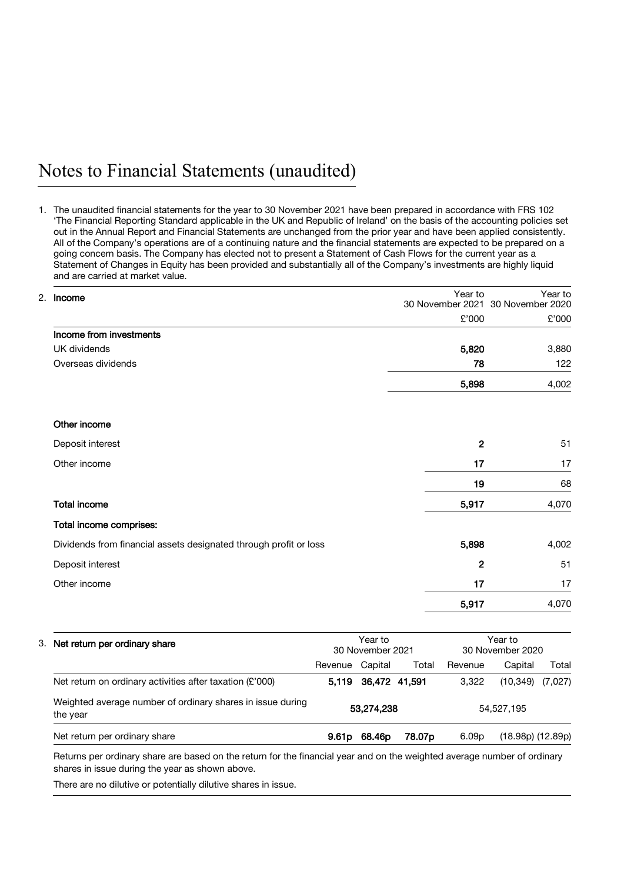# Notes to Financial Statements (unaudited)

1. The unaudited financial statements for the year to 30 November 2021 have been prepared in accordance with FRS 102 'The Financial Reporting Standard applicable in the UK and Republic of Ireland' on the basis of the accounting policies set out in the Annual Report and Financial Statements are unchanged from the prior year and have been applied consistently. All of the Company's operations are of a continuing nature and the financial statements are expected to be prepared on a going concern basis. The Company has elected not to present a Statement of Cash Flows for the current year as a Statement of Changes in Equity has been provided and substantially all of the Company's investments are highly liquid and are carried at market value.

2. **Income**

| | Year to 30 November 2021 | Year to 30 November 2020 |
|---|---|---|
| | £'000 | £'000 |
| **Income from investments** | | |
| UK dividends | **5,820** | 3,880 |
| Overseas dividends | **78** | 122 |
| | **5,898** | 4,002 |
| **Other income** | | |
| Deposit interest | **2** | 51 |
| Other income | **17** | 17 |
| | **19** | 68 |
| **Total income** | **5,917** | 4,070 |
| **Total income comprises:** | | |
| Dividends from financial assets designated through profit or loss | **5,898** | 4,002 |
| Deposit interest | **2** | 51 |
| Other income | **17** | 17 |
| | **5,917** | 4,070 |

3. **Net return per ordinary share**

| | Year to 30 November 2021 | | | Year to 30 November 2020 | | |
|---|---|---|---|---|---|---|
| | Revenue | Capital | Total | Revenue | Capital | Total |
| Net return on ordinary activities after taxation (£'000) | **5,119** | **36,472** | **41,591** | 3,322 | (10,349) | (7,027) |
| Weighted average number of ordinary shares in issue during the year | | **53,274,238** | | | 54,527,195 | |
| Net return per ordinary share | **9.61p** | **68.46p** | **78.07p** | 6.09p | (18.98p) | (12.89p) |

Returns per ordinary share are based on the return for the financial year and on the weighted average number of ordinary shares in issue during the year as shown above.

There are no dilutive or potentially dilutive shares in issue.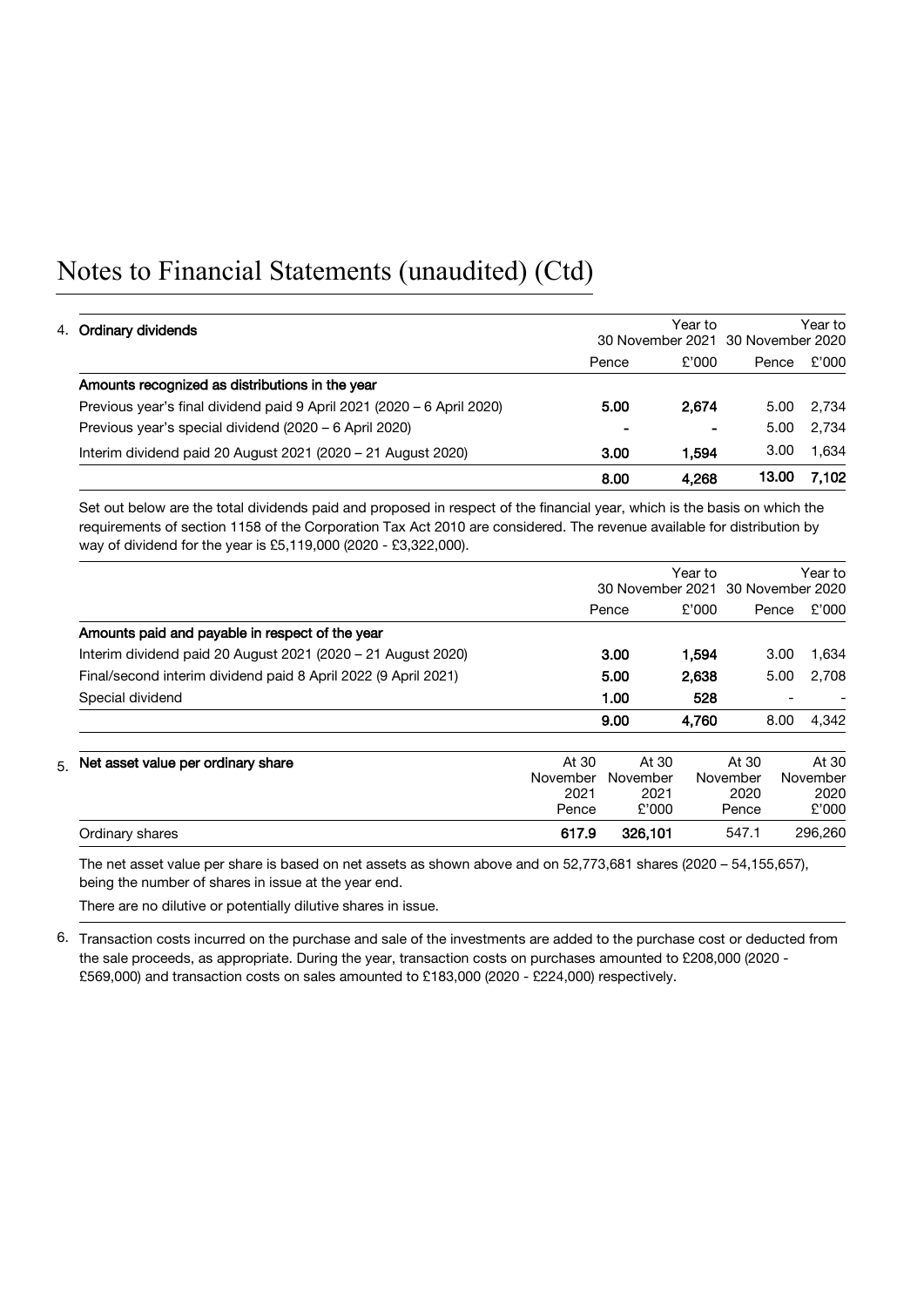# Notes to Financial Statements (unaudited) (Ctd)

4. **Ordinary dividends**

| | Year to 30 November 2021 | | Year to 30 November 2020 | |
|---|---|---|---|---|
| | Pence | £'000 | Pence | £'000 |
| **Amounts recognized as distributions in the year** | | | | |
| Previous year's final dividend paid 9 April 2021 (2020 – 6 April 2020) | **5.00** | **2,674** | 5.00 | 2,734 |
| Previous year's special dividend (2020 – 6 April 2020) | **-** | **-** | 5.00 | 2,734 |
| Interim dividend paid 20 August 2021 (2020 – 21 August 2020) | **3.00** | **1,594** | 3.00 | 1,634 |
| | **8.00** | **4,268** | **13.00** | **7,102** |

Set out below are the total dividends paid and proposed in respect of the financial year, which is the basis on which the requirements of section 1158 of the Corporation Tax Act 2010 are considered. The revenue available for distribution by way of dividend for the year is £5,119,000 (2020 - £3,322,000).

| | Year to 30 November 2021 | | Year to 30 November 2020 | |
|---|---|---|---|---|
| | Pence | £'000 | Pence | £'000 |
| **Amounts paid and payable in respect of the year** | | | | |
| Interim dividend paid 20 August 2021 (2020 – 21 August 2020) | **3.00** | **1,594** | 3.00 | 1,634 |
| Final/second interim dividend paid 8 April 2022 (9 April 2021) | **5.00** | **2,638** | 5.00 | 2,708 |
| Special dividend | **1.00** | **528** | - | - |
| | **9.00** | **4,760** | 8.00 | 4,342 |

5. **Net asset value per ordinary share**

| | At 30 November 2021 Pence | At 30 November 2021 £'000 | At 30 November 2020 Pence | At 30 November 2020 £'000 |
|---|---|---|---|---|
| Ordinary shares | **617.9** | **326,101** | 547.1 | 296,260 |

The net asset value per share is based on net assets as shown above and on 52,773,681 shares (2020 – 54,155,657), being the number of shares in issue at the year end.

There are no dilutive or potentially dilutive shares in issue.

6. Transaction costs incurred on the purchase and sale of the investments are added to the purchase cost or deducted from the sale proceeds, as appropriate. During the year, transaction costs on purchases amounted to £208,000 (2020 - £569,000) and transaction costs on sales amounted to £183,000 (2020 - £224,000) respectively.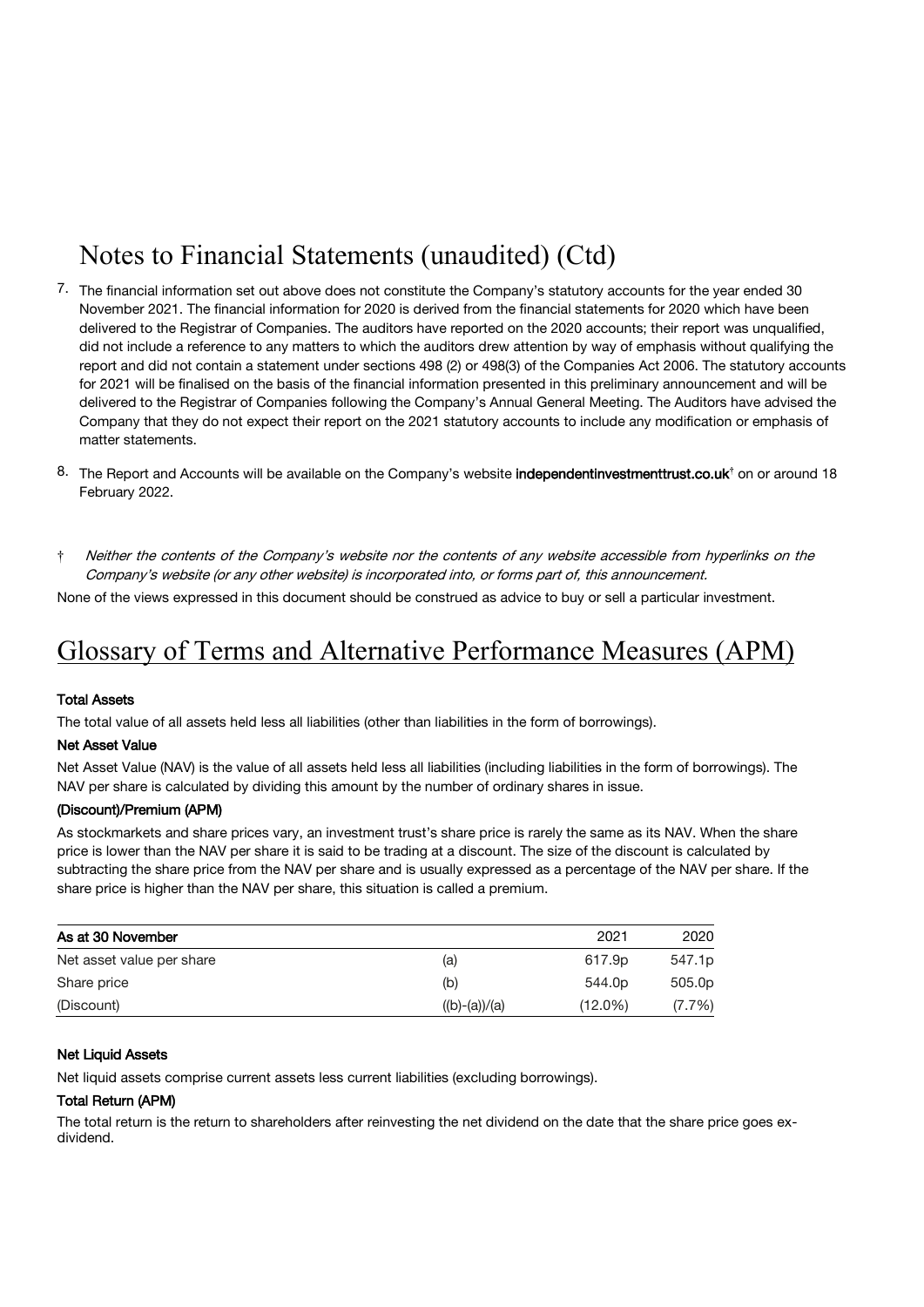# Notes to Financial Statements (unaudited) (Ctd)

7. The financial information set out above does not constitute the Company's statutory accounts for the year ended 30 November 2021. The financial information for 2020 is derived from the financial statements for 2020 which have been delivered to the Registrar of Companies. The auditors have reported on the 2020 accounts; their report was unqualified, did not include a reference to any matters to which the auditors drew attention by way of emphasis without qualifying the report and did not contain a statement under sections 498 (2) or 498(3) of the Companies Act 2006. The statutory accounts for 2021 will be finalised on the basis of the financial information presented in this preliminary announcement and will be delivered to the Registrar of Companies following the Company's Annual General Meeting. The Auditors have advised the Company that they do not expect their report on the 2021 statutory accounts to include any modification or emphasis of matter statements.

8. The Report and Accounts will be available on the Company's website **independentinvestmenttrust.co.uk**† on or around 18 February 2022.

† *Neither the contents of the Company's website nor the contents of any website accessible from hyperlinks on the Company's website (or any other website) is incorporated into, or forms part of, this announcement.*

None of the views expressed in this document should be construed as advice to buy or sell a particular investment.

# Glossary of Terms and Alternative Performance Measures (APM)

**Total Assets**

The total value of all assets held less all liabilities (other than liabilities in the form of borrowings).

**Net Asset Value**

Net Asset Value (NAV) is the value of all assets held less all liabilities (including liabilities in the form of borrowings). The NAV per share is calculated by dividing this amount by the number of ordinary shares in issue.

**(Discount)/Premium (APM)**

As stockmarkets and share prices vary, an investment trust's share price is rarely the same as its NAV. When the share price is lower than the NAV per share it is said to be trading at a discount. The size of the discount is calculated by subtracting the share price from the NAV per share and is usually expressed as a percentage of the NAV per share. If the share price is higher than the NAV per share, this situation is called a premium.

| As at 30 November | | 2021 | 2020 |
|---|---|---|---|
| Net asset value per share | (a) | 617.9p | 547.1p |
| Share price | (b) | 544.0p | 505.0p |
| (Discount) | ((b)-(a))/(a) | (12.0%) | (7.7%) |

**Net Liquid Assets**

Net liquid assets comprise current assets less current liabilities (excluding borrowings).

**Total Return (APM)**

The total return is the return to shareholders after reinvesting the net dividend on the date that the share price goes ex-dividend.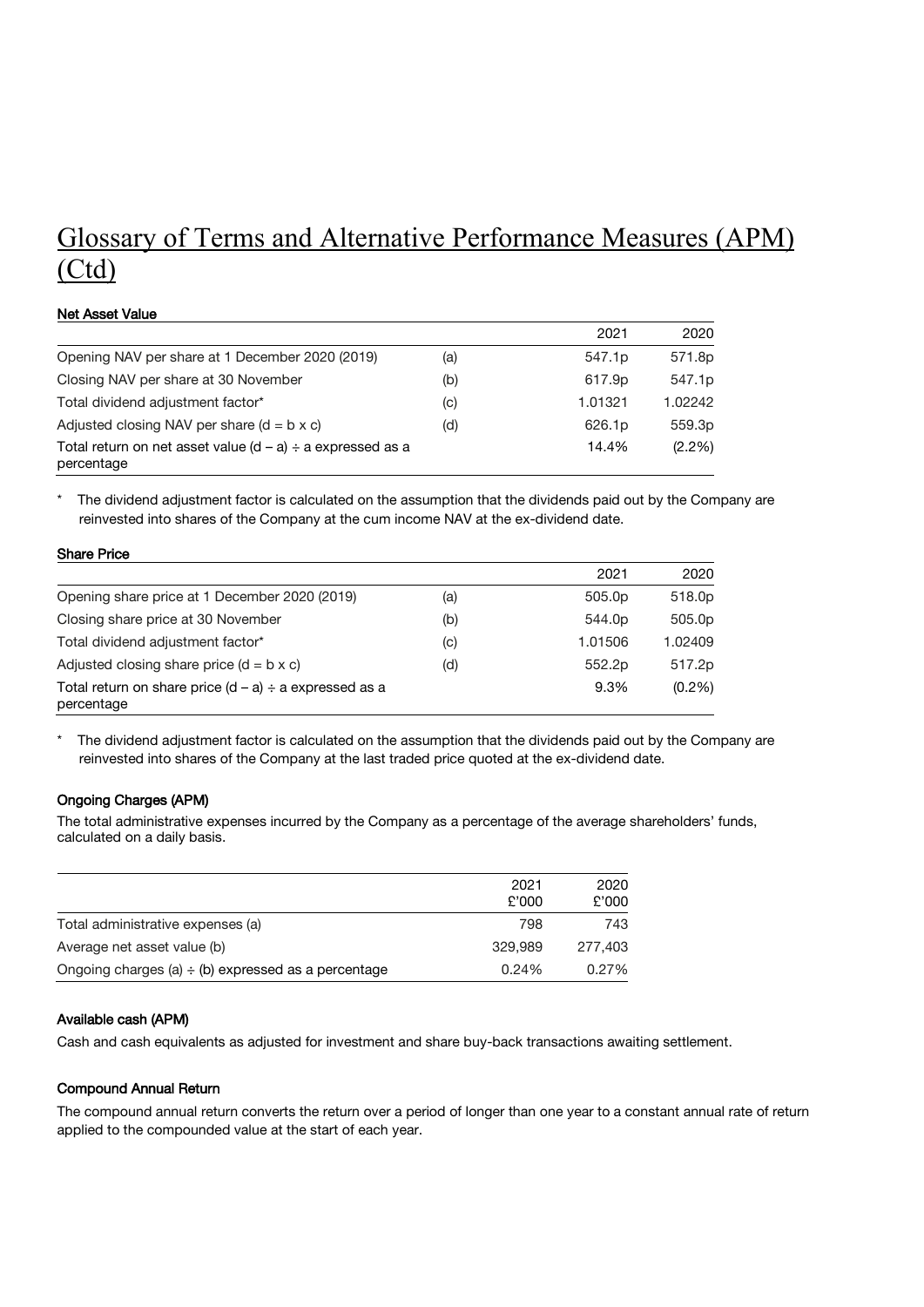# Glossary of Terms and Alternative Performance Measures (APM) (Ctd)

#### Net Asset Value

| | | 2021 | 2020 |
|---|---|---|---|
| Opening NAV per share at 1 December 2020 (2019) | (a) | 547.1p | 571.8p |
| Closing NAV per share at 30 November | (b) | 617.9p | 547.1p |
| Total dividend adjustment factor* | (c) | 1.01321 | 1.02242 |
| Adjusted closing NAV per share (d = b x c) | (d) | 626.1p | 559.3p |
| Total return on net asset value (d – a) ÷ a expressed as a percentage | | 14.4% | (2.2%) |

\* The dividend adjustment factor is calculated on the assumption that the dividends paid out by the Company are reinvested into shares of the Company at the cum income NAV at the ex-dividend date.

#### Share Price

| | | 2021 | 2020 |
|---|---|---|---|
| Opening share price at 1 December 2020 (2019) | (a) | 505.0p | 518.0p |
| Closing share price at 30 November | (b) | 544.0p | 505.0p |
| Total dividend adjustment factor* | (c) | 1.01506 | 1.02409 |
| Adjusted closing share price (d = b x c) | (d) | 552.2p | 517.2p |
| Total return on share price (d – a) ÷ a expressed as a percentage | | 9.3% | (0.2%) |

\* The dividend adjustment factor is calculated on the assumption that the dividends paid out by the Company are reinvested into shares of the Company at the last traded price quoted at the ex-dividend date.

#### Ongoing Charges (APM)

The total administrative expenses incurred by the Company as a percentage of the average shareholders' funds, calculated on a daily basis.

| | 2021 £'000 | 2020 £'000 |
|---|---|---|
| Total administrative expenses (a) | 798 | 743 |
| Average net asset value (b) | 329,989 | 277,403 |
| Ongoing charges (a) ÷ (b) expressed as a percentage | 0.24% | 0.27% |

#### Available cash (APM)

Cash and cash equivalents as adjusted for investment and share buy-back transactions awaiting settlement.

#### Compound Annual Return

The compound annual return converts the return over a period of longer than one year to a constant annual rate of return applied to the compounded value at the start of each year.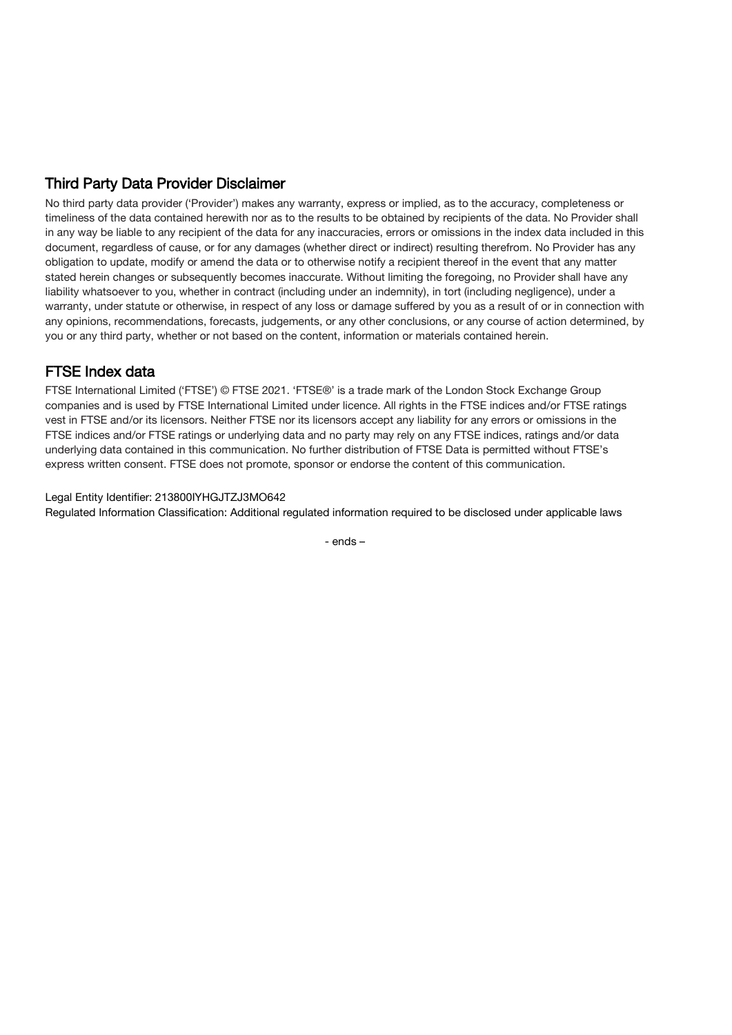## Third Party Data Provider Disclaimer

No third party data provider ('Provider') makes any warranty, express or implied, as to the accuracy, completeness or timeliness of the data contained herewith nor as to the results to be obtained by recipients of the data. No Provider shall in any way be liable to any recipient of the data for any inaccuracies, errors or omissions in the index data included in this document, regardless of cause, or for any damages (whether direct or indirect) resulting therefrom. No Provider has any obligation to update, modify or amend the data or to otherwise notify a recipient thereof in the event that any matter stated herein changes or subsequently becomes inaccurate. Without limiting the foregoing, no Provider shall have any liability whatsoever to you, whether in contract (including under an indemnity), in tort (including negligence), under a warranty, under statute or otherwise, in respect of any loss or damage suffered by you as a result of or in connection with any opinions, recommendations, forecasts, judgements, or any other conclusions, or any course of action determined, by you or any third party, whether or not based on the content, information or materials contained herein.

## FTSE Index data

FTSE International Limited ('FTSE') © FTSE 2021. 'FTSE®' is a trade mark of the London Stock Exchange Group companies and is used by FTSE International Limited under licence. All rights in the FTSE indices and/or FTSE ratings vest in FTSE and/or its licensors. Neither FTSE nor its licensors accept any liability for any errors or omissions in the FTSE indices and/or FTSE ratings or underlying data and no party may rely on any FTSE indices, ratings and/or data underlying data contained in this communication. No further distribution of FTSE Data is permitted without FTSE's express written consent. FTSE does not promote, sponsor or endorse the content of this communication.

Legal Entity Identifier: 213800IYHGJTZJ3MO642
Regulated Information Classification: Additional regulated information required to be disclosed under applicable laws

- ends –